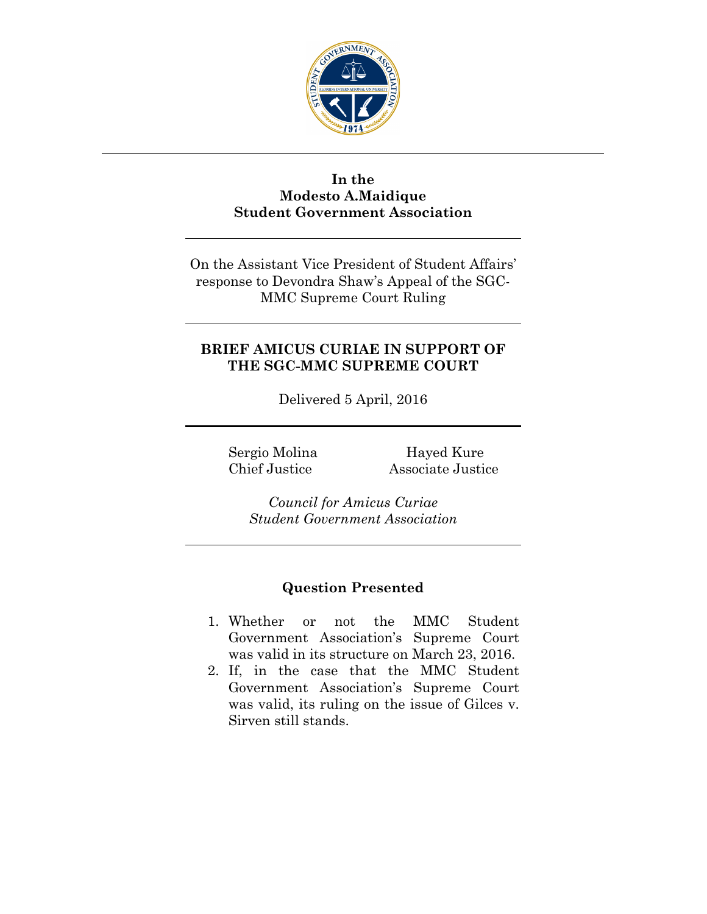**In the**
**Modesto A.Maidique**
**Student Government Association**

---

On the Assistant Vice President of Student Affairs' response to Devondra Shaw's Appeal of the SGC-MMC Supreme Court Ruling

---

**BRIEF AMICUS CURIAE IN SUPPORT OF THE SGC-MMC SUPREME COURT**

Delivered 5 April, 2016

---

| Sergio Molina | Hayed Kure |
|---|---|
| Chief Justice | Associate Justice |

*Council for Amicus Curiae*
*Student Government Association*

---

## Question Presented

1. Whether or not the MMC Student Government Association's Supreme Court was valid in its structure on March 23, 2016.
2. If, in the case that the MMC Student Government Association's Supreme Court was valid, its ruling on the issue of Gilces v. Sirven still stands.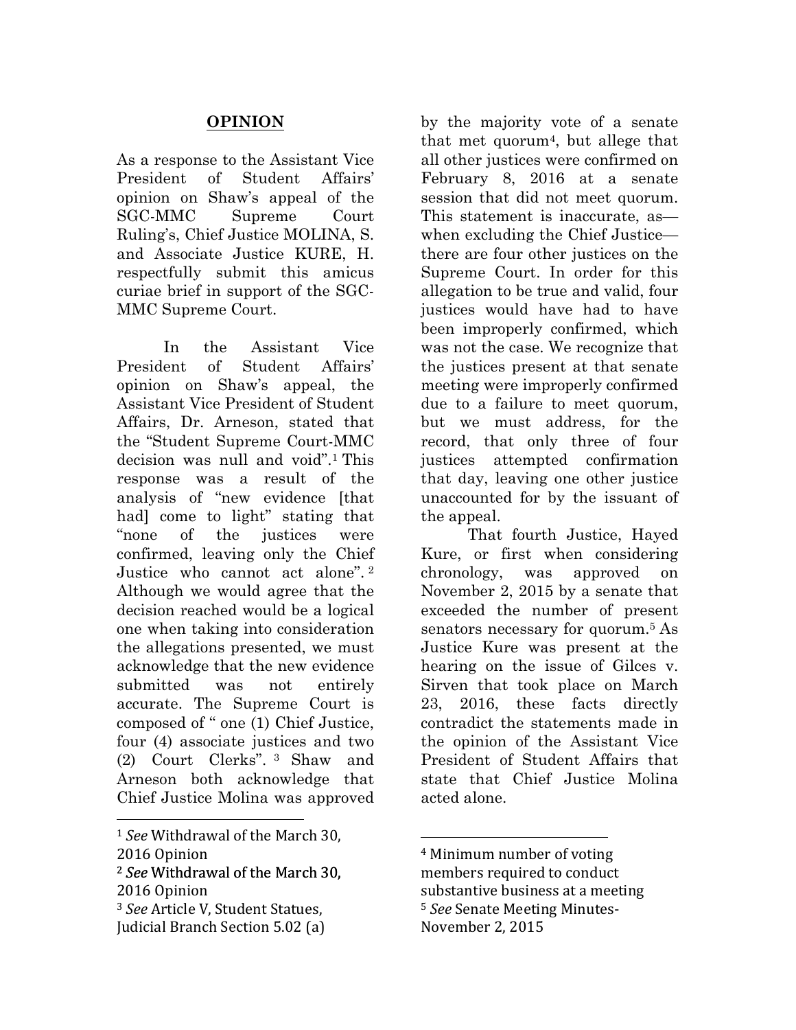## **OPINION**

As a response to the Assistant Vice President of Student Affairs' opinion on Shaw's appeal of the SGC-MMC Supreme Court Ruling's, Chief Justice MOLINA, S. and Associate Justice KURE, H. respectfully submit this amicus curiae brief in support of the SGC-MMC Supreme Court.

In the Assistant Vice President of Student Affairs' opinion on Shaw's appeal, the Assistant Vice President of Student Affairs, Dr. Arneson, stated that the "Student Supreme Court-MMC decision was null and void".[1] This response was a result of the analysis of "new evidence [that had] come to light" stating that "none of the justices were confirmed, leaving only the Chief Justice who cannot act alone".[2] Although we would agree that the decision reached would be a logical one when taking into consideration the allegations presented, we must acknowledge that the new evidence submitted was not entirely accurate. The Supreme Court is composed of " one (1) Chief Justice, four (4) associate justices and two (2) Court Clerks".[3] Shaw and Arneson both acknowledge that Chief Justice Molina was approved by the majority vote of a senate that met quorum[4], but allege that all other justices were confirmed on February 8, 2016 at a senate session that did not meet quorum. This statement is inaccurate, as—when excluding the Chief Justice—there are four other justices on the Supreme Court. In order for this allegation to be true and valid, four justices would have had to have been improperly confirmed, which was not the case. We recognize that the justices present at that senate meeting were improperly confirmed due to a failure to meet quorum, but we must address, for the record, that only three of four justices attempted confirmation that day, leaving one other justice unaccounted for by the issuant of the appeal.

That fourth Justice, Hayed Kure, or first when considering chronology, was approved on November 2, 2015 by a senate that exceeded the number of present senators necessary for quorum.[5] As Justice Kure was present at the hearing on the issue of Gilces v. Sirven that took place on March 23, 2016, these facts directly contradict the statements made in the opinion of the Assistant Vice President of Student Affairs that state that Chief Justice Molina acted alone.

---

[1] *See* Withdrawal of the March 30, 2016 Opinion

[2] *See* Withdrawal of the March 30, 2016 Opinion

[3] *See* Article V, Student Statues, Judicial Branch Section 5.02 (a)

[4] Minimum number of voting members required to conduct substantive business at a meeting

[5] *See* Senate Meeting Minutes-November 2, 2015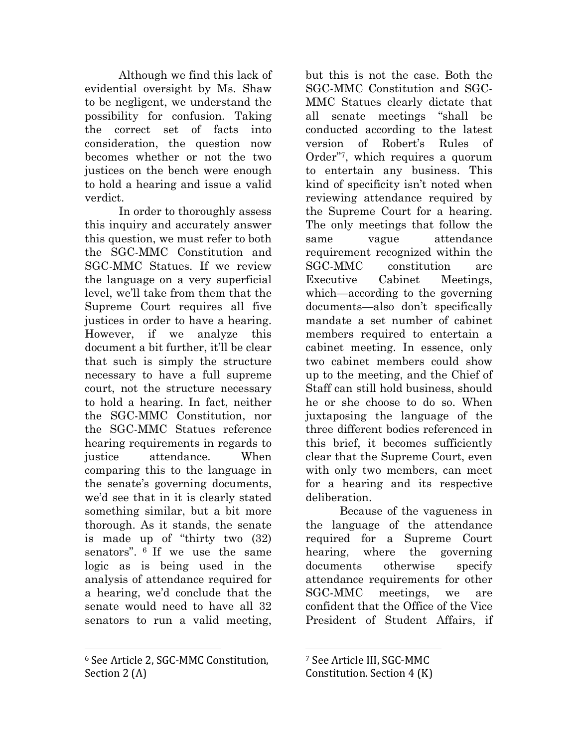Although we find this lack of evidential oversight by Ms. Shaw to be negligent, we understand the possibility for confusion. Taking the correct set of facts into consideration, the question now becomes whether or not the two justices on the bench were enough to hold a hearing and issue a valid verdict.

In order to thoroughly assess this inquiry and accurately answer this question, we must refer to both the SGC-MMC Constitution and SGC-MMC Statues. If we review the language on a very superficial level, we'll take from them that the Supreme Court requires all five justices in order to have a hearing. However, if we analyze this document a bit further, it'll be clear that such is simply the structure necessary to have a full supreme court, not the structure necessary to hold a hearing. In fact, neither the SGC-MMC Constitution, nor the SGC-MMC Statues reference hearing requirements in regards to justice attendance. When comparing this to the language in the senate's governing documents, we'd see that in it is clearly stated something similar, but a bit more thorough. As it stands, the senate is made up of "thirty two (32) senators".[6] If we use the same logic as is being used in the analysis of attendance required for a hearing, we'd conclude that the senate would need to have all 32 senators to run a valid meeting, but this is not the case. Both the SGC-MMC Constitution and SGC-MMC Statues clearly dictate that all senate meetings "shall be conducted according to the latest version of Robert's Rules of Order"[7], which requires a quorum to entertain any business. This kind of specificity isn't noted when reviewing attendance required by the Supreme Court for a hearing. The only meetings that follow the same vague attendance requirement recognized within the SGC-MMC constitution are Executive Cabinet Meetings, which—according to the governing documents—also don't specifically mandate a set number of cabinet members required to entertain a cabinet meeting. In essence, only two cabinet members could show up to the meeting, and the Chief of Staff can still hold business, should he or she choose to do so. When juxtaposing the language of the three different bodies referenced in this brief, it becomes sufficiently clear that the Supreme Court, even with only two members, can meet for a hearing and its respective deliberation.

Because of the vagueness in the language of the attendance required for a Supreme Court hearing, where the governing documents otherwise specify attendance requirements for other SGC-MMC meetings, we are confident that the Office of the Vice President of Student Affairs, if

---

[6] See Article 2, SGC-MMC Constitution, Section 2 (A)

[7] See Article III, SGC-MMC Constitution. Section 4 (K)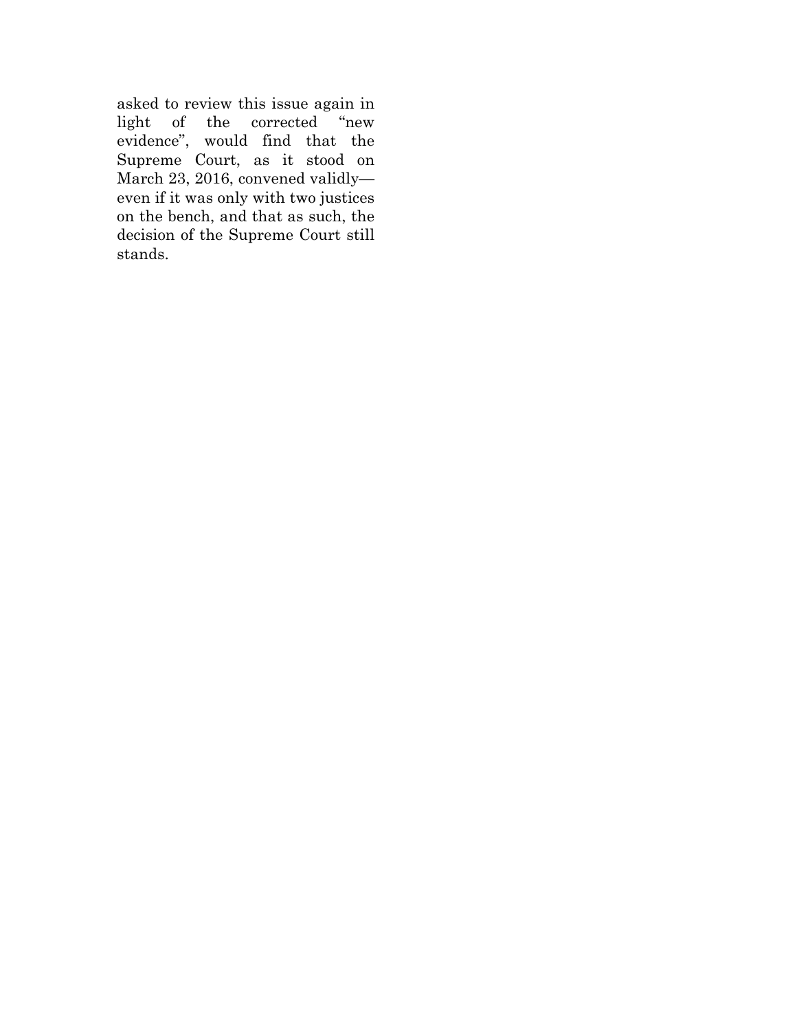asked to review this issue again in light of the corrected "new evidence", would find that the Supreme Court, as it stood on March 23, 2016, convened validly—even if it was only with two justices on the bench, and that as such, the decision of the Supreme Court still stands.